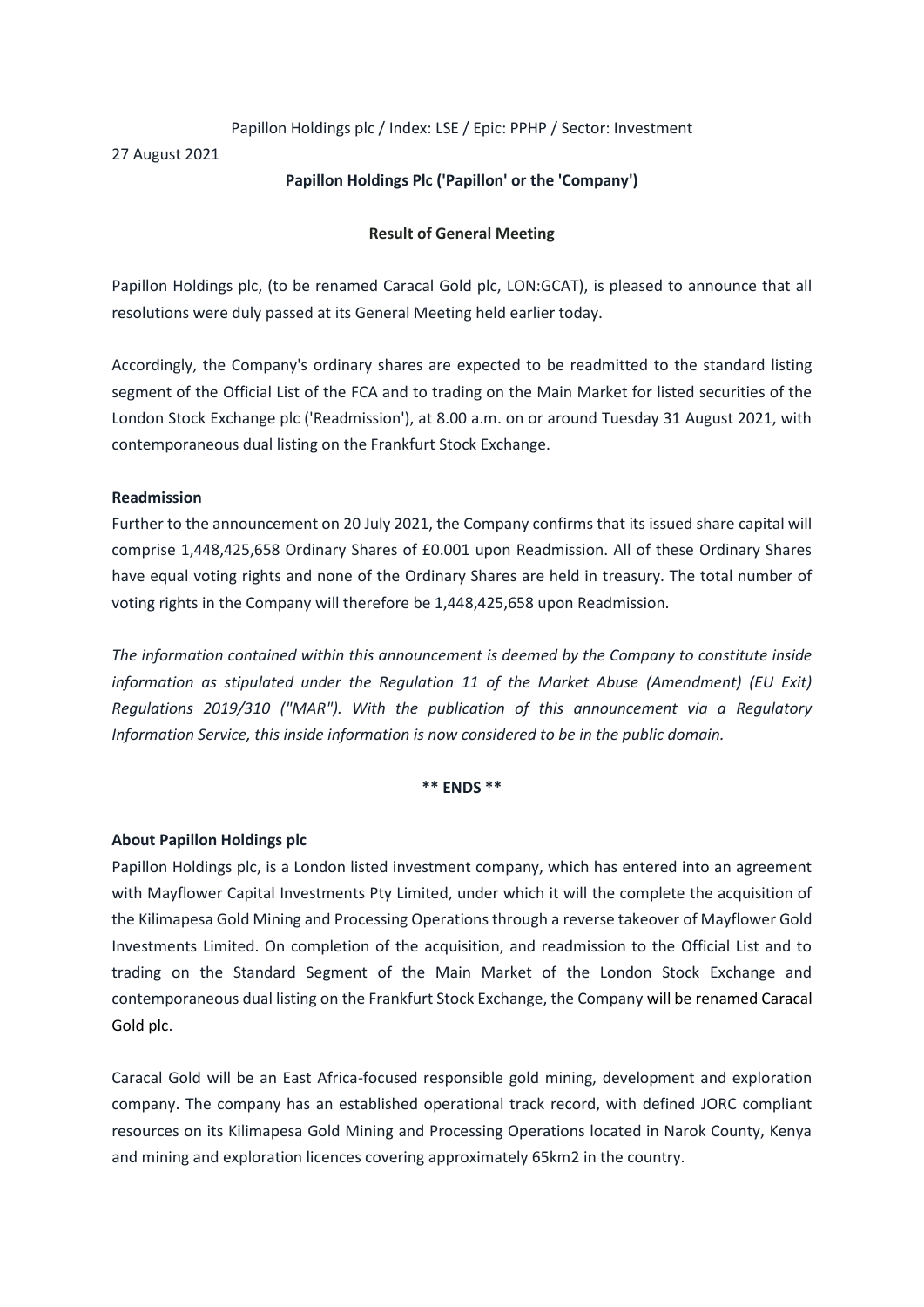Papillon Holdings plc / Index: LSE / Epic: PPHP / Sector: Investment

27 August 2021

**Papillon Holdings Plc ('Papillon' or the 'Company')**

**Result of General Meeting**

Papillon Holdings plc, (to be renamed Caracal Gold plc, LON:GCAT), is pleased to announce that all resolutions were duly passed at its General Meeting held earlier today.

Accordingly, the Company's ordinary shares are expected to be readmitted to the standard listing segment of the Official List of the FCA and to trading on the Main Market for listed securities of the London Stock Exchange plc ('Readmission'), at 8.00 a.m. on or around Tuesday 31 August 2021, with contemporaneous dual listing on the Frankfurt Stock Exchange.

**Readmission**

Further to the announcement on 20 July 2021, the Company confirms that its issued share capital will comprise 1,448,425,658 Ordinary Shares of £0.001 upon Readmission. All of these Ordinary Shares have equal voting rights and none of the Ordinary Shares are held in treasury. The total number of voting rights in the Company will therefore be 1,448,425,658 upon Readmission.

*The information contained within this announcement is deemed by the Company to constitute inside information as stipulated under the Regulation 11 of the Market Abuse (Amendment) (EU Exit) Regulations 2019/310 ("MAR"). With the publication of this announcement via a Regulatory Information Service, this inside information is now considered to be in the public domain.*

**** ENDS ****

**About Papillon Holdings plc**

Papillon Holdings plc, is a London listed investment company, which has entered into an agreement with Mayflower Capital Investments Pty Limited, under which it will the complete the acquisition of the Kilimapesa Gold Mining and Processing Operations through a reverse takeover of Mayflower Gold Investments Limited. On completion of the acquisition, and readmission to the Official List and to trading on the Standard Segment of the Main Market of the London Stock Exchange and contemporaneous dual listing on the Frankfurt Stock Exchange, the Company will be renamed Caracal Gold plc.

Caracal Gold will be an East Africa-focused responsible gold mining, development and exploration company. The company has an established operational track record, with defined JORC compliant resources on its Kilimapesa Gold Mining and Processing Operations located in Narok County, Kenya and mining and exploration licences covering approximately 65km2 in the country.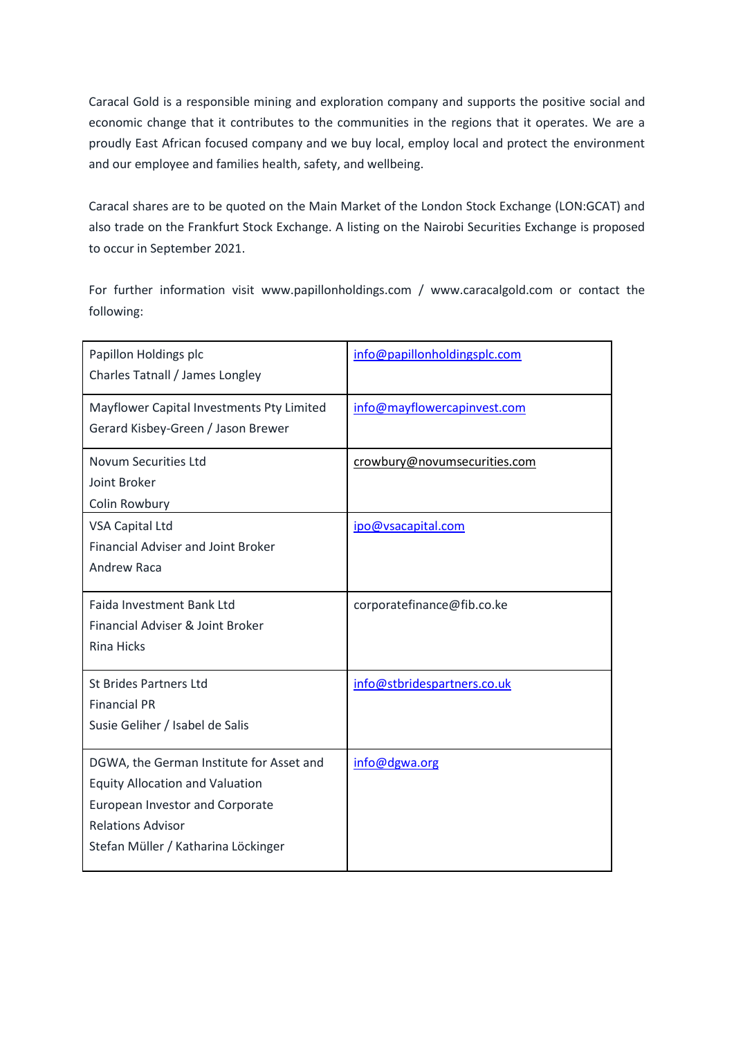Caracal Gold is a responsible mining and exploration company and supports the positive social and economic change that it contributes to the communities in the regions that it operates. We are a proudly East African focused company and we buy local, employ local and protect the environment and our employee and families health, safety, and wellbeing.

Caracal shares are to be quoted on the Main Market of the London Stock Exchange (LON:GCAT) and also trade on the Frankfurt Stock Exchange. A listing on the Nairobi Securities Exchange is proposed to occur in September 2021.

For further information visit www.papillonholdings.com / www.caracalgold.com or contact the following:

| | |
|---|---|
| Papillon Holdings plc<br>Charles Tatnall / James Longley | info@papillonholdingsplc.com |
| Mayflower Capital Investments Pty Limited<br>Gerard Kisbey-Green / Jason Brewer | info@mayflowercapinvest.com |
| Novum Securities Ltd<br>Joint Broker<br>Colin Rowbury | crowbury@novumsecurities.com |
| VSA Capital Ltd<br>Financial Adviser and Joint Broker<br>Andrew Raca | ipo@vsacapital.com |
| Faida Investment Bank Ltd<br>Financial Adviser & Joint Broker<br>Rina Hicks | corporatefinance@fib.co.ke |
| St Brides Partners Ltd<br>Financial PR<br>Susie Geliher / Isabel de Salis | info@stbridespartners.co.uk |
| DGWA, the German Institute for Asset and Equity Allocation and Valuation<br>European Investor and Corporate Relations Advisor<br>Stefan Müller / Katharina Löckinger | info@dgwa.org |